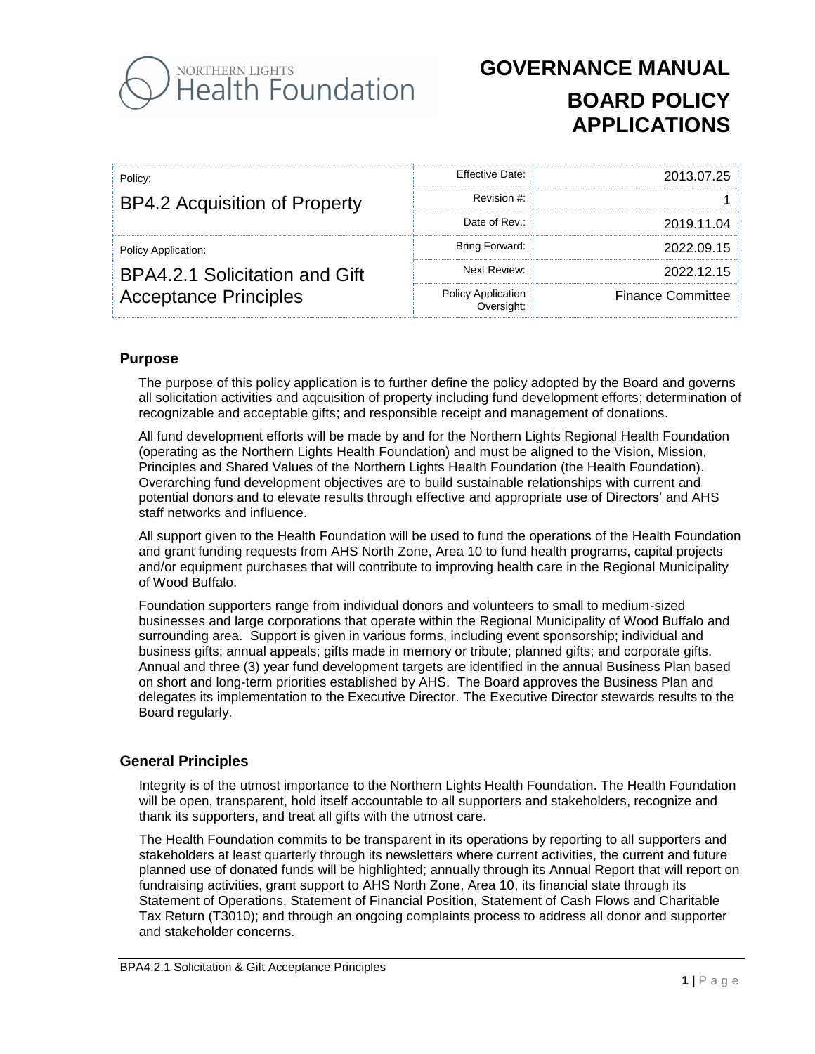# GOVERNANCE MANUAL

# BOARD POLICY APPLICATIONS

| Policy: BP4.2 Acquisition of Property | Effective Date: | 2013.07.25 |
|---|---|---|
| | Revision #: | 1 |
| | Date of Rev.: | 2019.11.04 |
| Policy Application: BPA4.2.1 Solicitation and Gift Acceptance Principles | Bring Forward: | 2022.09.15 |
| | Next Review: | 2022.12.15 |
| | Policy Application Oversight: | Finance Committee |

## Purpose

The purpose of this policy application is to further define the policy adopted by the Board and governs all solicitation activities and aqcuisition of property including fund development efforts; determination of recognizable and acceptable gifts; and responsible receipt and management of donations.

All fund development efforts will be made by and for the Northern Lights Regional Health Foundation (operating as the Northern Lights Health Foundation) and must be aligned to the Vision, Mission, Principles and Shared Values of the Northern Lights Health Foundation (the Health Foundation). Overarching fund development objectives are to build sustainable relationships with current and potential donors and to elevate results through effective and appropriate use of Directors' and AHS staff networks and influence.

All support given to the Health Foundation will be used to fund the operations of the Health Foundation and grant funding requests from AHS North Zone, Area 10 to fund health programs, capital projects and/or equipment purchases that will contribute to improving health care in the Regional Municipality of Wood Buffalo.

Foundation supporters range from individual donors and volunteers to small to medium-sized businesses and large corporations that operate within the Regional Municipality of Wood Buffalo and surrounding area. Support is given in various forms, including event sponsorship; individual and business gifts; annual appeals; gifts made in memory or tribute; planned gifts; and corporate gifts. Annual and three (3) year fund development targets are identified in the annual Business Plan based on short and long-term priorities established by AHS. The Board approves the Business Plan and delegates its implementation to the Executive Director. The Executive Director stewards results to the Board regularly.

## General Principles

Integrity is of the utmost importance to the Northern Lights Health Foundation. The Health Foundation will be open, transparent, hold itself accountable to all supporters and stakeholders, recognize and thank its supporters, and treat all gifts with the utmost care.

The Health Foundation commits to be transparent in its operations by reporting to all supporters and stakeholders at least quarterly through its newsletters where current activities, the current and future planned use of donated funds will be highlighted; annually through its Annual Report that will report on fundraising activities, grant support to AHS North Zone, Area 10, its financial state through its Statement of Operations, Statement of Financial Position, Statement of Cash Flows and Charitable Tax Return (T3010); and through an ongoing complaints process to address all donor and supporter and stakeholder concerns.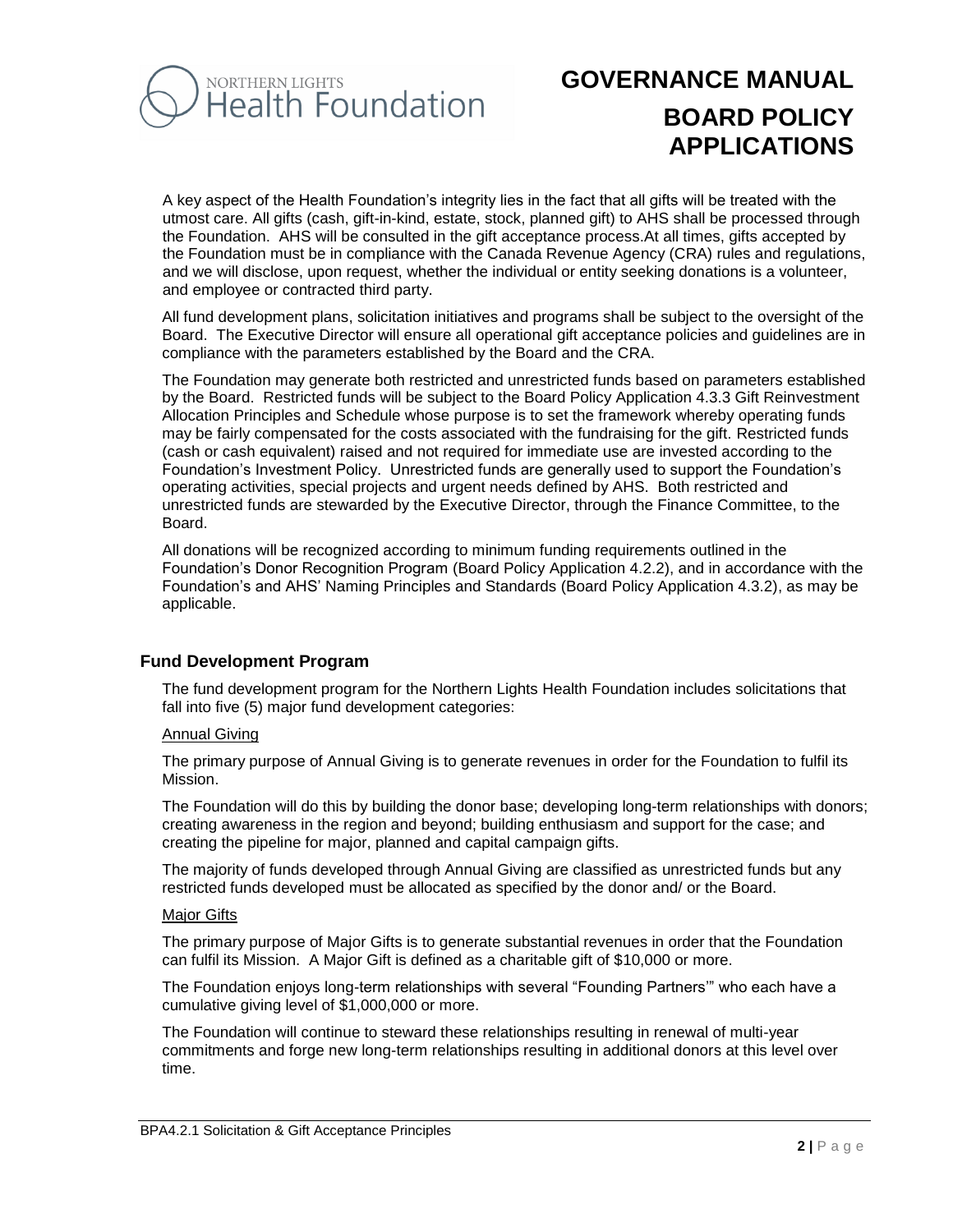A key aspect of the Health Foundation's integrity lies in the fact that all gifts will be treated with the utmost care. All gifts (cash, gift-in-kind, estate, stock, planned gift) to AHS shall be processed through the Foundation. AHS will be consulted in the gift acceptance process.At all times, gifts accepted by the Foundation must be in compliance with the Canada Revenue Agency (CRA) rules and regulations, and we will disclose, upon request, whether the individual or entity seeking donations is a volunteer, and employee or contracted third party.

All fund development plans, solicitation initiatives and programs shall be subject to the oversight of the Board. The Executive Director will ensure all operational gift acceptance policies and guidelines are in compliance with the parameters established by the Board and the CRA.

The Foundation may generate both restricted and unrestricted funds based on parameters established by the Board. Restricted funds will be subject to the Board Policy Application 4.3.3 Gift Reinvestment Allocation Principles and Schedule whose purpose is to set the framework whereby operating funds may be fairly compensated for the costs associated with the fundraising for the gift. Restricted funds (cash or cash equivalent) raised and not required for immediate use are invested according to the Foundation's Investment Policy. Unrestricted funds are generally used to support the Foundation's operating activities, special projects and urgent needs defined by AHS. Both restricted and unrestricted funds are stewarded by the Executive Director, through the Finance Committee, to the Board.

All donations will be recognized according to minimum funding requirements outlined in the Foundation's Donor Recognition Program (Board Policy Application 4.2.2), and in accordance with the Foundation's and AHS' Naming Principles and Standards (Board Policy Application 4.3.2), as may be applicable.

## Fund Development Program

The fund development program for the Northern Lights Health Foundation includes solicitations that fall into five (5) major fund development categories:

### Annual Giving

The primary purpose of Annual Giving is to generate revenues in order for the Foundation to fulfil its Mission.

The Foundation will do this by building the donor base; developing long-term relationships with donors; creating awareness in the region and beyond; building enthusiasm and support for the case; and creating the pipeline for major, planned and capital campaign gifts.

The majority of funds developed through Annual Giving are classified as unrestricted funds but any restricted funds developed must be allocated as specified by the donor and/ or the Board.

### Major Gifts

The primary purpose of Major Gifts is to generate substantial revenues in order that the Foundation can fulfil its Mission. A Major Gift is defined as a charitable gift of $10,000 or more.

The Foundation enjoys long-term relationships with several "Founding Partners'" who each have a cumulative giving level of $1,000,000 or more.

The Foundation will continue to steward these relationships resulting in renewal of multi-year commitments and forge new long-term relationships resulting in additional donors at this level over time.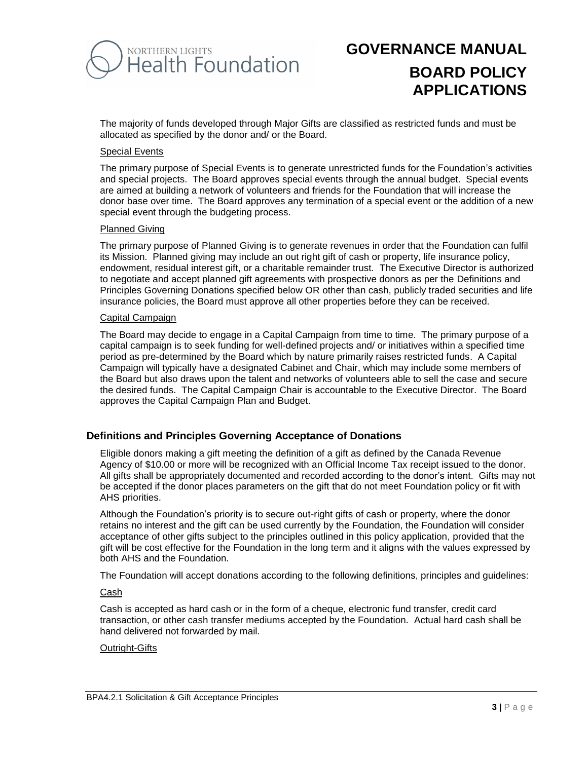The majority of funds developed through Major Gifts are classified as restricted funds and must be allocated as specified by the donor and/ or the Board.

Special Events

The primary purpose of Special Events is to generate unrestricted funds for the Foundation's activities and special projects. The Board approves special events through the annual budget. Special events are aimed at building a network of volunteers and friends for the Foundation that will increase the donor base over time. The Board approves any termination of a special event or the addition of a new special event through the budgeting process.

Planned Giving

The primary purpose of Planned Giving is to generate revenues in order that the Foundation can fulfil its Mission. Planned giving may include an out right gift of cash or property, life insurance policy, endowment, residual interest gift, or a charitable remainder trust. The Executive Director is authorized to negotiate and accept planned gift agreements with prospective donors as per the Definitions and Principles Governing Donations specified below OR other than cash, publicly traded securities and life insurance policies, the Board must approve all other properties before they can be received.

Capital Campaign

The Board may decide to engage in a Capital Campaign from time to time. The primary purpose of a capital campaign is to seek funding for well-defined projects and/ or initiatives within a specified time period as pre-determined by the Board which by nature primarily raises restricted funds. A Capital Campaign will typically have a designated Cabinet and Chair, which may include some members of the Board but also draws upon the talent and networks of volunteers able to sell the case and secure the desired funds. The Capital Campaign Chair is accountable to the Executive Director. The Board approves the Capital Campaign Plan and Budget.

## Definitions and Principles Governing Acceptance of Donations

Eligible donors making a gift meeting the definition of a gift as defined by the Canada Revenue Agency of $10.00 or more will be recognized with an Official Income Tax receipt issued to the donor. All gifts shall be appropriately documented and recorded according to the donor's intent. Gifts may not be accepted if the donor places parameters on the gift that do not meet Foundation policy or fit with AHS priorities.

Although the Foundation's priority is to secure out-right gifts of cash or property, where the donor retains no interest and the gift can be used currently by the Foundation, the Foundation will consider acceptance of other gifts subject to the principles outlined in this policy application, provided that the gift will be cost effective for the Foundation in the long term and it aligns with the values expressed by both AHS and the Foundation.

The Foundation will accept donations according to the following definitions, principles and guidelines:

Cash

Cash is accepted as hard cash or in the form of a cheque, electronic fund transfer, credit card transaction, or other cash transfer mediums accepted by the Foundation. Actual hard cash shall be hand delivered not forwarded by mail.

Outright-Gifts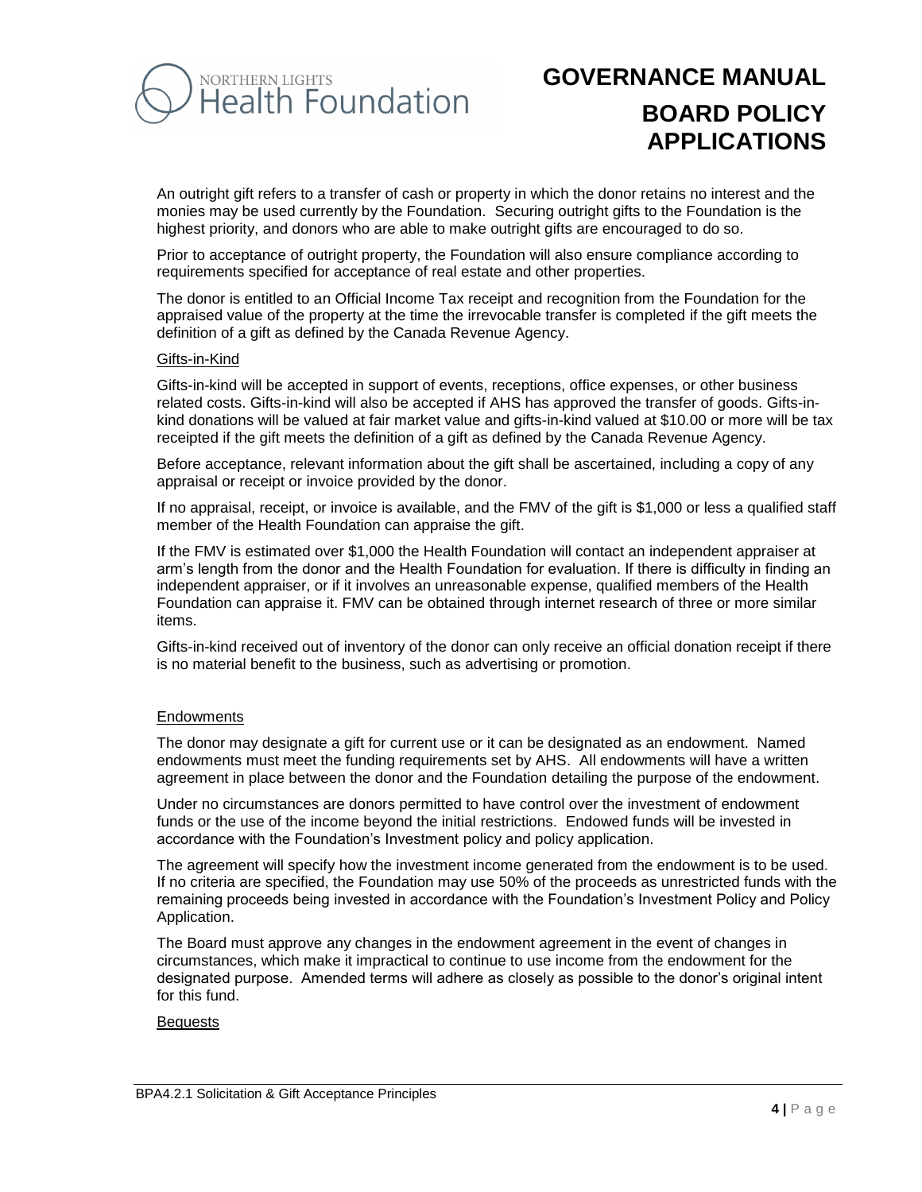An outright gift refers to a transfer of cash or property in which the donor retains no interest and the monies may be used currently by the Foundation. Securing outright gifts to the Foundation is the highest priority, and donors who are able to make outright gifts are encouraged to do so.

Prior to acceptance of outright property, the Foundation will also ensure compliance according to requirements specified for acceptance of real estate and other properties.

The donor is entitled to an Official Income Tax receipt and recognition from the Foundation for the appraised value of the property at the time the irrevocable transfer is completed if the gift meets the definition of a gift as defined by the Canada Revenue Agency.

<u>Gifts-in-Kind</u>

Gifts-in-kind will be accepted in support of events, receptions, office expenses, or other business related costs. Gifts-in-kind will also be accepted if AHS has approved the transfer of goods. Gifts-in-kind donations will be valued at fair market value and gifts-in-kind valued at $10.00 or more will be tax receipted if the gift meets the definition of a gift as defined by the Canada Revenue Agency.

Before acceptance, relevant information about the gift shall be ascertained, including a copy of any appraisal or receipt or invoice provided by the donor.

If no appraisal, receipt, or invoice is available, and the FMV of the gift is $1,000 or less a qualified staff member of the Health Foundation can appraise the gift.

If the FMV is estimated over $1,000 the Health Foundation will contact an independent appraiser at arm's length from the donor and the Health Foundation for evaluation. If there is difficulty in finding an independent appraiser, or if it involves an unreasonable expense, qualified members of the Health Foundation can appraise it. FMV can be obtained through internet research of three or more similar items.

Gifts-in-kind received out of inventory of the donor can only receive an official donation receipt if there is no material benefit to the business, such as advertising or promotion.

<u>Endowments</u>

The donor may designate a gift for current use or it can be designated as an endowment. Named endowments must meet the funding requirements set by AHS. All endowments will have a written agreement in place between the donor and the Foundation detailing the purpose of the endowment.

Under no circumstances are donors permitted to have control over the investment of endowment funds or the use of the income beyond the initial restrictions. Endowed funds will be invested in accordance with the Foundation's Investment policy and policy application.

The agreement will specify how the investment income generated from the endowment is to be used. If no criteria are specified, the Foundation may use 50% of the proceeds as unrestricted funds with the remaining proceeds being invested in accordance with the Foundation's Investment Policy and Policy Application.

The Board must approve any changes in the endowment agreement in the event of changes in circumstances, which make it impractical to continue to use income from the endowment for the designated purpose. Amended terms will adhere as closely as possible to the donor's original intent for this fund.

<u>Bequests</u>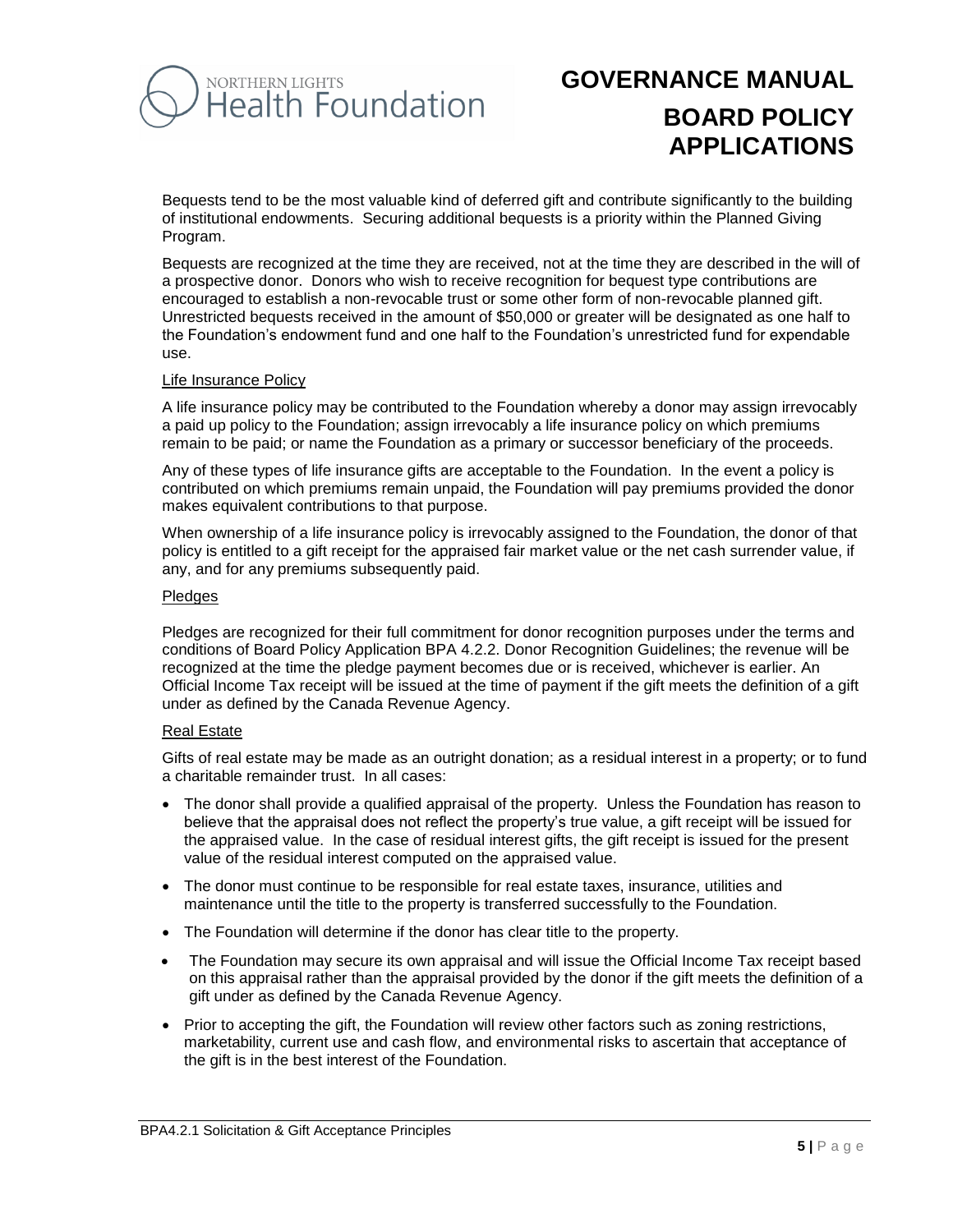Bequests tend to be the most valuable kind of deferred gift and contribute significantly to the building of institutional endowments. Securing additional bequests is a priority within the Planned Giving Program.

Bequests are recognized at the time they are received, not at the time they are described in the will of a prospective donor. Donors who wish to receive recognition for bequest type contributions are encouraged to establish a non-revocable trust or some other form of non-revocable planned gift. Unrestricted bequests received in the amount of $50,000 or greater will be designated as one half to the Foundation's endowment fund and one half to the Foundation's unrestricted fund for expendable use.

<u>Life Insurance Policy</u>

A life insurance policy may be contributed to the Foundation whereby a donor may assign irrevocably a paid up policy to the Foundation; assign irrevocably a life insurance policy on which premiums remain to be paid; or name the Foundation as a primary or successor beneficiary of the proceeds.

Any of these types of life insurance gifts are acceptable to the Foundation. In the event a policy is contributed on which premiums remain unpaid, the Foundation will pay premiums provided the donor makes equivalent contributions to that purpose.

When ownership of a life insurance policy is irrevocably assigned to the Foundation, the donor of that policy is entitled to a gift receipt for the appraised fair market value or the net cash surrender value, if any, and for any premiums subsequently paid.

<u>Pledges</u>

Pledges are recognized for their full commitment for donor recognition purposes under the terms and conditions of Board Policy Application BPA 4.2.2. Donor Recognition Guidelines; the revenue will be recognized at the time the pledge payment becomes due or is received, whichever is earlier. An Official Income Tax receipt will be issued at the time of payment if the gift meets the definition of a gift under as defined by the Canada Revenue Agency.

<u>Real Estate</u>

Gifts of real estate may be made as an outright donation; as a residual interest in a property; or to fund a charitable remainder trust. In all cases:

- The donor shall provide a qualified appraisal of the property. Unless the Foundation has reason to believe that the appraisal does not reflect the property's true value, a gift receipt will be issued for the appraised value. In the case of residual interest gifts, the gift receipt is issued for the present value of the residual interest computed on the appraised value.
- The donor must continue to be responsible for real estate taxes, insurance, utilities and maintenance until the title to the property is transferred successfully to the Foundation.
- The Foundation will determine if the donor has clear title to the property.
- The Foundation may secure its own appraisal and will issue the Official Income Tax receipt based on this appraisal rather than the appraisal provided by the donor if the gift meets the definition of a gift under as defined by the Canada Revenue Agency.
- Prior to accepting the gift, the Foundation will review other factors such as zoning restrictions, marketability, current use and cash flow, and environmental risks to ascertain that acceptance of the gift is in the best interest of the Foundation.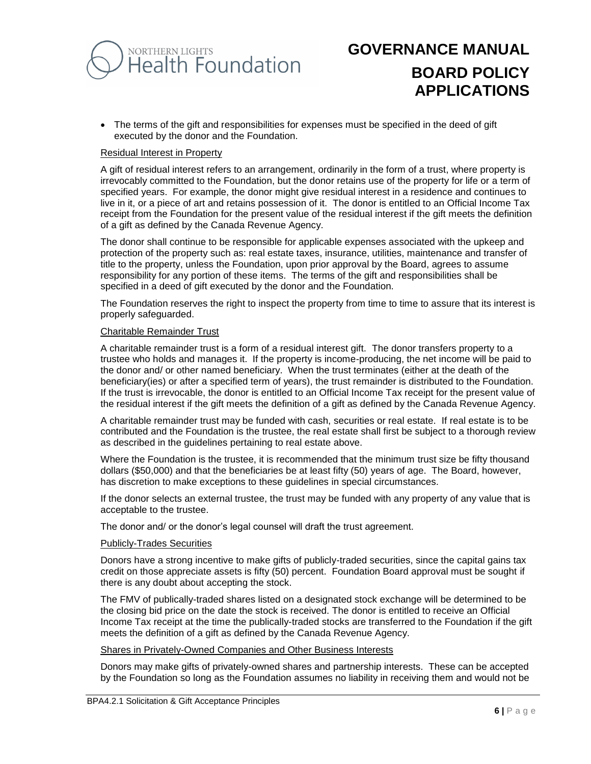- The terms of the gift and responsibilities for expenses must be specified in the deed of gift executed by the donor and the Foundation.

Residual Interest in Property

A gift of residual interest refers to an arrangement, ordinarily in the form of a trust, where property is irrevocably committed to the Foundation, but the donor retains use of the property for life or a term of specified years. For example, the donor might give residual interest in a residence and continues to live in it, or a piece of art and retains possession of it. The donor is entitled to an Official Income Tax receipt from the Foundation for the present value of the residual interest if the gift meets the definition of a gift as defined by the Canada Revenue Agency.

The donor shall continue to be responsible for applicable expenses associated with the upkeep and protection of the property such as: real estate taxes, insurance, utilities, maintenance and transfer of title to the property, unless the Foundation, upon prior approval by the Board, agrees to assume responsibility for any portion of these items. The terms of the gift and responsibilities shall be specified in a deed of gift executed by the donor and the Foundation.

The Foundation reserves the right to inspect the property from time to time to assure that its interest is properly safeguarded.

Charitable Remainder Trust

A charitable remainder trust is a form of a residual interest gift. The donor transfers property to a trustee who holds and manages it. If the property is income-producing, the net income will be paid to the donor and/ or other named beneficiary. When the trust terminates (either at the death of the beneficiary(ies) or after a specified term of years), the trust remainder is distributed to the Foundation. If the trust is irrevocable, the donor is entitled to an Official Income Tax receipt for the present value of the residual interest if the gift meets the definition of a gift as defined by the Canada Revenue Agency.

A charitable remainder trust may be funded with cash, securities or real estate. If real estate is to be contributed and the Foundation is the trustee, the real estate shall first be subject to a thorough review as described in the guidelines pertaining to real estate above.

Where the Foundation is the trustee, it is recommended that the minimum trust size be fifty thousand dollars ($50,000) and that the beneficiaries be at least fifty (50) years of age. The Board, however, has discretion to make exceptions to these guidelines in special circumstances.

If the donor selects an external trustee, the trust may be funded with any property of any value that is acceptable to the trustee.

The donor and/ or the donor's legal counsel will draft the trust agreement.

Publicly-Trades Securities

Donors have a strong incentive to make gifts of publicly-traded securities, since the capital gains tax credit on those appreciate assets is fifty (50) percent. Foundation Board approval must be sought if there is any doubt about accepting the stock.

The FMV of publically-traded shares listed on a designated stock exchange will be determined to be the closing bid price on the date the stock is received. The donor is entitled to receive an Official Income Tax receipt at the time the publically-traded stocks are transferred to the Foundation if the gift meets the definition of a gift as defined by the Canada Revenue Agency.

Shares in Privately-Owned Companies and Other Business Interests

Donors may make gifts of privately-owned shares and partnership interests. These can be accepted by the Foundation so long as the Foundation assumes no liability in receiving them and would not be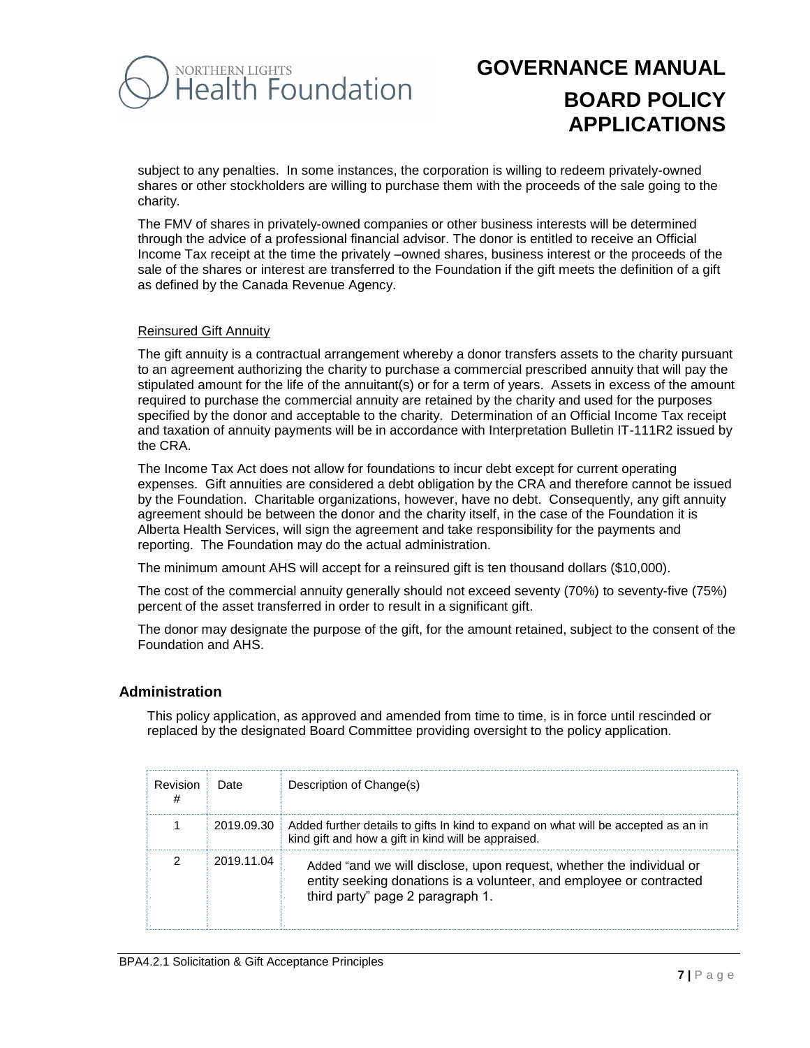subject to any penalties. In some instances, the corporation is willing to redeem privately-owned shares or other stockholders are willing to purchase them with the proceeds of the sale going to the charity.

The FMV of shares in privately-owned companies or other business interests will be determined through the advice of a professional financial advisor. The donor is entitled to receive an Official Income Tax receipt at the time the privately –owned shares, business interest or the proceeds of the sale of the shares or interest are transferred to the Foundation if the gift meets the definition of a gift as defined by the Canada Revenue Agency.

Reinsured Gift Annuity

The gift annuity is a contractual arrangement whereby a donor transfers assets to the charity pursuant to an agreement authorizing the charity to purchase a commercial prescribed annuity that will pay the stipulated amount for the life of the annuitant(s) or for a term of years. Assets in excess of the amount required to purchase the commercial annuity are retained by the charity and used for the purposes specified by the donor and acceptable to the charity. Determination of an Official Income Tax receipt and taxation of annuity payments will be in accordance with Interpretation Bulletin IT-111R2 issued by the CRA.

The Income Tax Act does not allow for foundations to incur debt except for current operating expenses. Gift annuities are considered a debt obligation by the CRA and therefore cannot be issued by the Foundation. Charitable organizations, however, have no debt. Consequently, any gift annuity agreement should be between the donor and the charity itself, in the case of the Foundation it is Alberta Health Services, will sign the agreement and take responsibility for the payments and reporting. The Foundation may do the actual administration.

The minimum amount AHS will accept for a reinsured gift is ten thousand dollars ($10,000).

The cost of the commercial annuity generally should not exceed seventy (70%) to seventy-five (75%) percent of the asset transferred in order to result in a significant gift.

The donor may designate the purpose of the gift, for the amount retained, subject to the consent of the Foundation and AHS.

## Administration

This policy application, as approved and amended from time to time, is in force until rescinded or replaced by the designated Board Committee providing oversight to the policy application.

| Revision # | Date | Description of Change(s) |
|---|---|---|
| 1 | 2019.09.30 | Added further details to gifts In kind to expand on what will be accepted as an in kind gift and how a gift in kind will be appraised. |
| 2 | 2019.11.04 | Added "and we will disclose, upon request, whether the individual or entity seeking donations is a volunteer, and employee or contracted third party" page 2 paragraph 1. |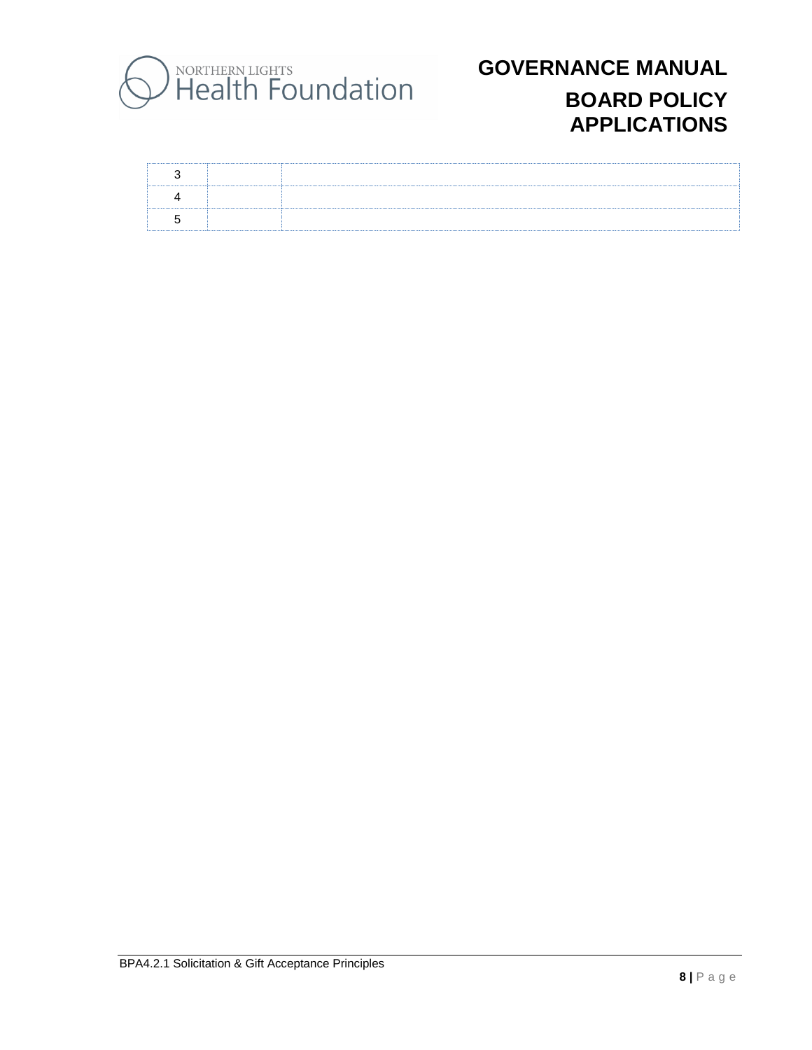| | | |
|---|---|---|
| 3 | | |
| 4 | | |
| 5 | | |